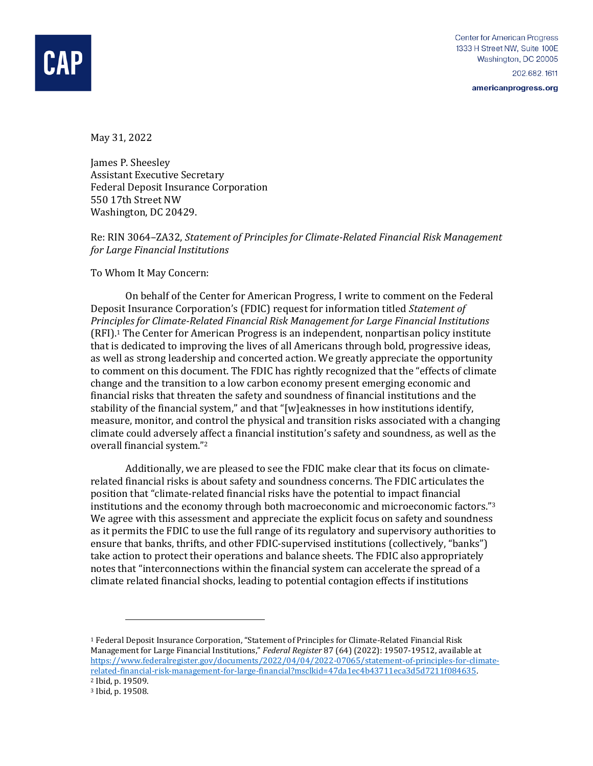CAP

Center for American Progress
1333 H Street NW, Suite 100E
Washington, DC 20005

202.682.1611

americanprogress.org

May 31, 2022

James P. Sheesley
Assistant Executive Secretary
Federal Deposit Insurance Corporation
550 17th Street NW
Washington, DC 20429.

Re: RIN 3064–ZA32, *Statement of Principles for Climate-Related Financial Risk Management for Large Financial Institutions*

To Whom It May Concern:

On behalf of the Center for American Progress, I write to comment on the Federal Deposit Insurance Corporation's (FDIC) request for information titled *Statement of Principles for Climate-Related Financial Risk Management for Large Financial Institutions* (RFI).[1] The Center for American Progress is an independent, nonpartisan policy institute that is dedicated to improving the lives of all Americans through bold, progressive ideas, as well as strong leadership and concerted action. We greatly appreciate the opportunity to comment on this document. The FDIC has rightly recognized that the "effects of climate change and the transition to a low carbon economy present emerging economic and financial risks that threaten the safety and soundness of financial institutions and the stability of the financial system," and that "[w]eaknesses in how institutions identify, measure, monitor, and control the physical and transition risks associated with a changing climate could adversely affect a financial institution's safety and soundness, as well as the overall financial system."[2]

Additionally, we are pleased to see the FDIC make clear that its focus on climate-related financial risks is about safety and soundness concerns. The FDIC articulates the position that "climate-related financial risks have the potential to impact financial institutions and the economy through both macroeconomic and microeconomic factors."[3] We agree with this assessment and appreciate the explicit focus on safety and soundness as it permits the FDIC to use the full range of its regulatory and supervisory authorities to ensure that banks, thrifts, and other FDIC-supervised institutions (collectively, "banks") take action to protect their operations and balance sheets. The FDIC also appropriately notes that "interconnections within the financial system can accelerate the spread of a climate related financial shocks, leading to potential contagion effects if institutions

---

[1] Federal Deposit Insurance Corporation, "Statement of Principles for Climate-Related Financial Risk Management for Large Financial Institutions," *Federal Register* 87 (64) (2022): 19507-19512, available at https://www.federalregister.gov/documents/2022/04/04/2022-07065/statement-of-principles-for-climate-related-financial-risk-management-for-large-financial?msclkid=47da1ec4b43711eca3d5d7211f084635.

[2] Ibid, p. 19509.

[3] Ibid, p. 19508.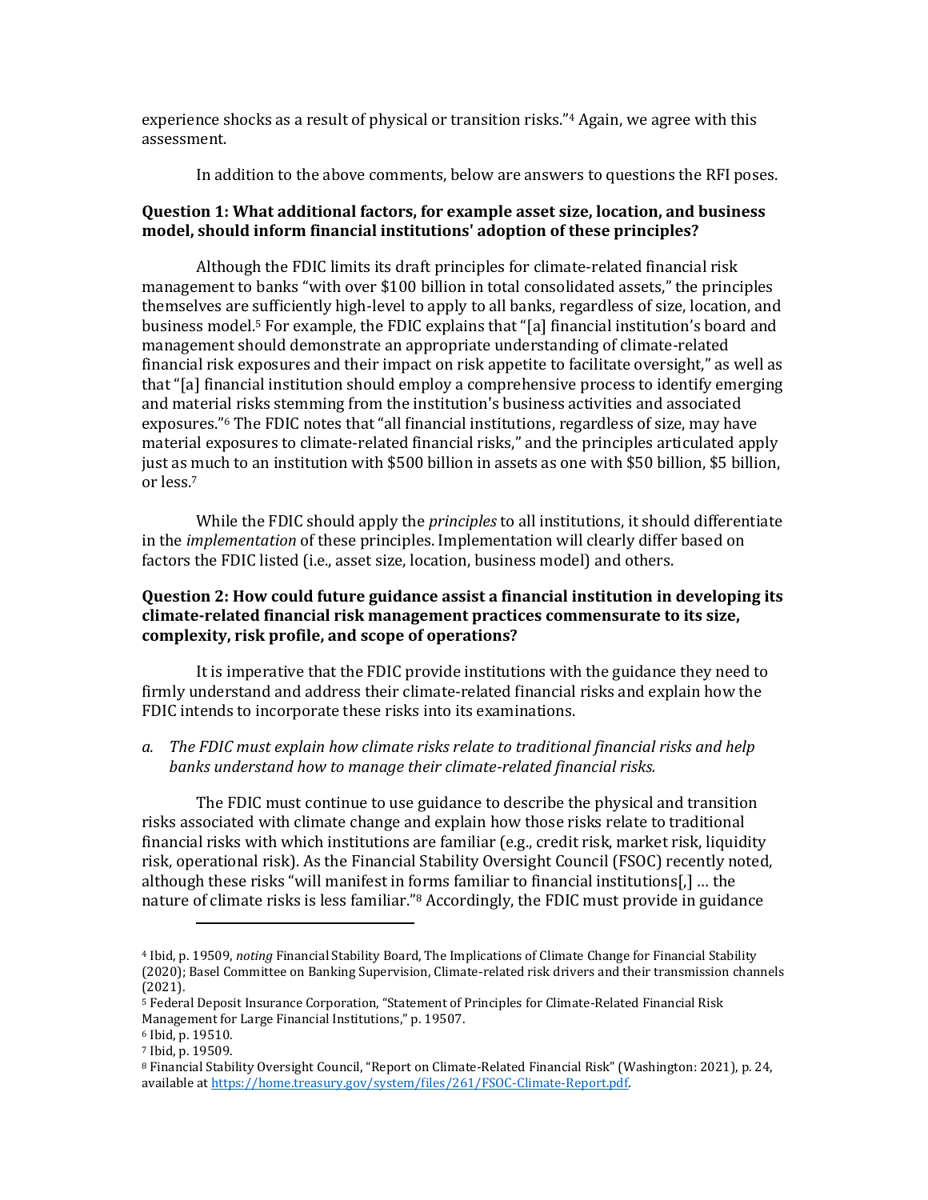experience shocks as a result of physical or transition risks."[4] Again, we agree with this assessment.

In addition to the above comments, below are answers to questions the RFI poses.

**Question 1: What additional factors, for example asset size, location, and business model, should inform financial institutions' adoption of these principles?**

Although the FDIC limits its draft principles for climate-related financial risk management to banks "with over $100 billion in total consolidated assets," the principles themselves are sufficiently high-level to apply to all banks, regardless of size, location, and business model.[5] For example, the FDIC explains that "[a] financial institution's board and management should demonstrate an appropriate understanding of climate-related financial risk exposures and their impact on risk appetite to facilitate oversight," as well as that "[a] financial institution should employ a comprehensive process to identify emerging and material risks stemming from the institution's business activities and associated exposures."[6] The FDIC notes that "all financial institutions, regardless of size, may have material exposures to climate-related financial risks," and the principles articulated apply just as much to an institution with $500 billion in assets as one with $50 billion, $5 billion, or less.[7]

While the FDIC should apply the *principles* to all institutions, it should differentiate in the *implementation* of these principles. Implementation will clearly differ based on factors the FDIC listed (i.e., asset size, location, business model) and others.

**Question 2: How could future guidance assist a financial institution in developing its climate-related financial risk management practices commensurate to its size, complexity, risk profile, and scope of operations?**

It is imperative that the FDIC provide institutions with the guidance they need to firmly understand and address their climate-related financial risks and explain how the FDIC intends to incorporate these risks into its examinations.

*a. The FDIC must explain how climate risks relate to traditional financial risks and help banks understand how to manage their climate-related financial risks.*

The FDIC must continue to use guidance to describe the physical and transition risks associated with climate change and explain how those risks relate to traditional financial risks with which institutions are familiar (e.g., credit risk, market risk, liquidity risk, operational risk). As the Financial Stability Oversight Council (FSOC) recently noted, although these risks "will manifest in forms familiar to financial institutions[,] … the nature of climate risks is less familiar."[8] Accordingly, the FDIC must provide in guidance

---

[4] Ibid, p. 19509, *noting* Financial Stability Board, The Implications of Climate Change for Financial Stability (2020); Basel Committee on Banking Supervision, Climate-related risk drivers and their transmission channels (2021).

[5] Federal Deposit Insurance Corporation, "Statement of Principles for Climate-Related Financial Risk Management for Large Financial Institutions," p. 19507.

[6] Ibid, p. 19510.

[7] Ibid, p. 19509.

[8] Financial Stability Oversight Council, "Report on Climate-Related Financial Risk" (Washington: 2021), p. 24, available at https://home.treasury.gov/system/files/261/FSOC-Climate-Report.pdf.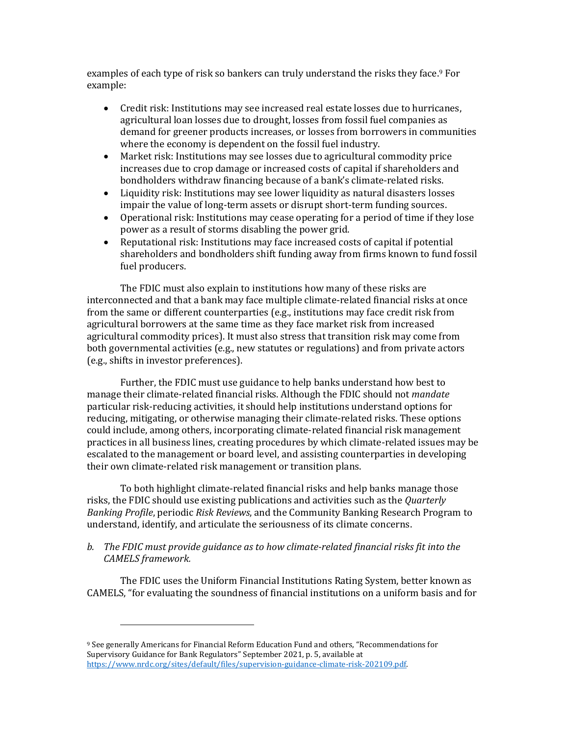examples of each type of risk so bankers can truly understand the risks they face.[9] For example:

- Credit risk: Institutions may see increased real estate losses due to hurricanes, agricultural loan losses due to drought, losses from fossil fuel companies as demand for greener products increases, or losses from borrowers in communities where the economy is dependent on the fossil fuel industry.
- Market risk: Institutions may see losses due to agricultural commodity price increases due to crop damage or increased costs of capital if shareholders and bondholders withdraw financing because of a bank's climate-related risks.
- Liquidity risk: Institutions may see lower liquidity as natural disasters losses impair the value of long-term assets or disrupt short-term funding sources.
- Operational risk: Institutions may cease operating for a period of time if they lose power as a result of storms disabling the power grid.
- Reputational risk: Institutions may face increased costs of capital if potential shareholders and bondholders shift funding away from firms known to fund fossil fuel producers.

The FDIC must also explain to institutions how many of these risks are interconnected and that a bank may face multiple climate-related financial risks at once from the same or different counterparties (e.g., institutions may face credit risk from agricultural borrowers at the same time as they face market risk from increased agricultural commodity prices). It must also stress that transition risk may come from both governmental activities (e.g., new statutes or regulations) and from private actors (e.g., shifts in investor preferences).

Further, the FDIC must use guidance to help banks understand how best to manage their climate-related financial risks. Although the FDIC should not *mandate* particular risk-reducing activities, it should help institutions understand options for reducing, mitigating, or otherwise managing their climate-related risks. These options could include, among others, incorporating climate-related financial risk management practices in all business lines, creating procedures by which climate-related issues may be escalated to the management or board level, and assisting counterparties in developing their own climate-related risk management or transition plans.

To both highlight climate-related financial risks and help banks manage those risks, the FDIC should use existing publications and activities such as the *Quarterly Banking Profile*, periodic *Risk Reviews*, and the Community Banking Research Program to understand, identify, and articulate the seriousness of its climate concerns.

*b. The FDIC must provide guidance as to how climate-related financial risks fit into the CAMELS framework.*

The FDIC uses the Uniform Financial Institutions Rating System, better known as CAMELS, "for evaluating the soundness of financial institutions on a uniform basis and for

---

[9] See generally Americans for Financial Reform Education Fund and others, "Recommendations for Supervisory Guidance for Bank Regulators" September 2021, p. 5, available at https://www.nrdc.org/sites/default/files/supervision-guidance-climate-risk-202109.pdf.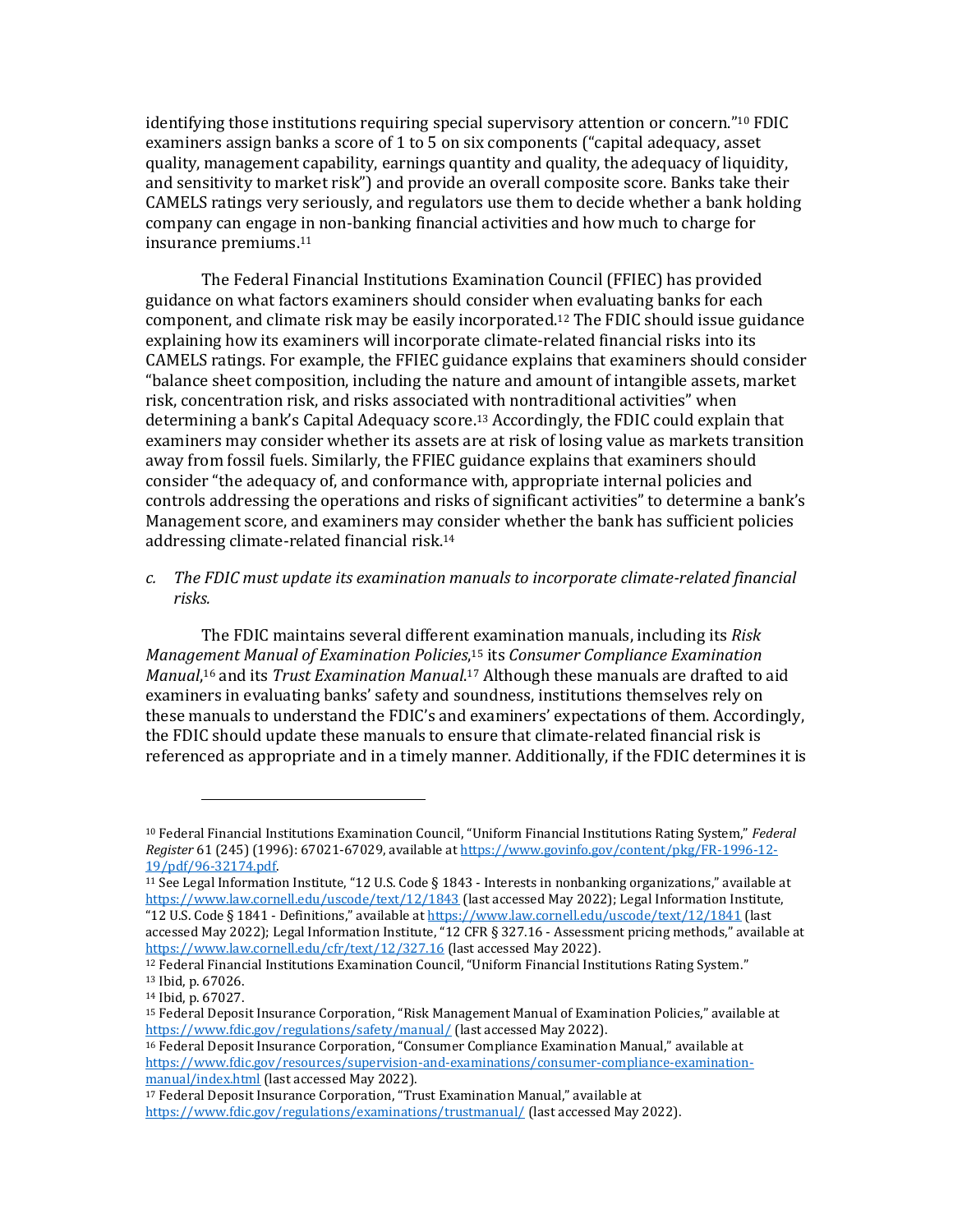identifying those institutions requiring special supervisory attention or concern."[10] FDIC examiners assign banks a score of 1 to 5 on six components ("capital adequacy, asset quality, management capability, earnings quantity and quality, the adequacy of liquidity, and sensitivity to market risk") and provide an overall composite score. Banks take their CAMELS ratings very seriously, and regulators use them to decide whether a bank holding company can engage in non-banking financial activities and how much to charge for insurance premiums.[11]

The Federal Financial Institutions Examination Council (FFIEC) has provided guidance on what factors examiners should consider when evaluating banks for each component, and climate risk may be easily incorporated.[12] The FDIC should issue guidance explaining how its examiners will incorporate climate-related financial risks into its CAMELS ratings. For example, the FFIEC guidance explains that examiners should consider "balance sheet composition, including the nature and amount of intangible assets, market risk, concentration risk, and risks associated with nontraditional activities" when determining a bank's Capital Adequacy score.[13] Accordingly, the FDIC could explain that examiners may consider whether its assets are at risk of losing value as markets transition away from fossil fuels. Similarly, the FFIEC guidance explains that examiners should consider "the adequacy of, and conformance with, appropriate internal policies and controls addressing the operations and risks of significant activities" to determine a bank's Management score, and examiners may consider whether the bank has sufficient policies addressing climate-related financial risk.[14]

*c. The FDIC must update its examination manuals to incorporate climate-related financial risks.*

The FDIC maintains several different examination manuals, including its *Risk Management Manual of Examination Policies*,[15] its *Consumer Compliance Examination Manual*,[16] and its *Trust Examination Manual*.[17] Although these manuals are drafted to aid examiners in evaluating banks' safety and soundness, institutions themselves rely on these manuals to understand the FDIC's and examiners' expectations of them. Accordingly, the FDIC should update these manuals to ensure that climate-related financial risk is referenced as appropriate and in a timely manner. Additionally, if the FDIC determines it is

---

[10] Federal Financial Institutions Examination Council, "Uniform Financial Institutions Rating System," *Federal Register* 61 (245) (1996): 67021-67029, available at https://www.govinfo.gov/content/pkg/FR-1996-12-19/pdf/96-32174.pdf.

[11] See Legal Information Institute, "12 U.S. Code § 1843 - Interests in nonbanking organizations," available at https://www.law.cornell.edu/uscode/text/12/1843 (last accessed May 2022); Legal Information Institute, "12 U.S. Code § 1841 - Definitions," available at https://www.law.cornell.edu/uscode/text/12/1841 (last accessed May 2022); Legal Information Institute, "12 CFR § 327.16 - Assessment pricing methods," available at https://www.law.cornell.edu/cfr/text/12/327.16 (last accessed May 2022).

[12] Federal Financial Institutions Examination Council, "Uniform Financial Institutions Rating System."

[13] Ibid, p. 67026.

[14] Ibid, p. 67027.

[15] Federal Deposit Insurance Corporation, "Risk Management Manual of Examination Policies," available at https://www.fdic.gov/regulations/safety/manual/ (last accessed May 2022).

[16] Federal Deposit Insurance Corporation, "Consumer Compliance Examination Manual," available at https://www.fdic.gov/resources/supervision-and-examinations/consumer-compliance-examination-manual/index.html (last accessed May 2022).

[17] Federal Deposit Insurance Corporation, "Trust Examination Manual," available at https://www.fdic.gov/regulations/examinations/trustmanual/ (last accessed May 2022).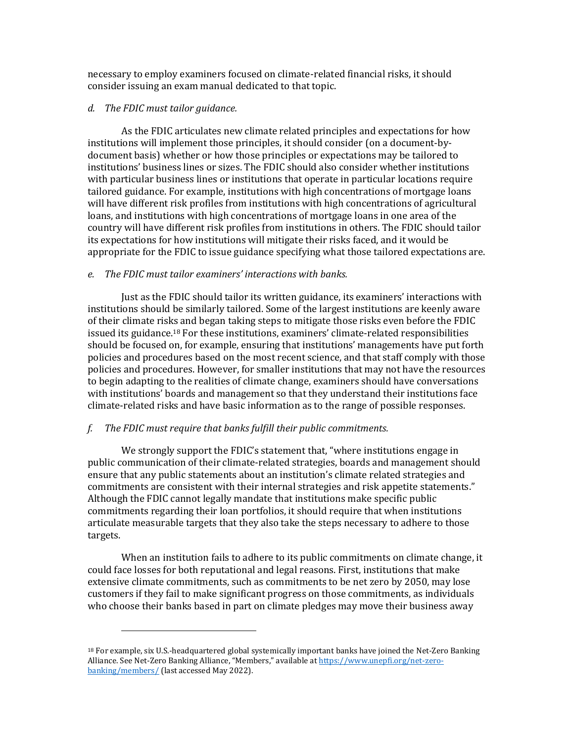necessary to employ examiners focused on climate-related financial risks, it should consider issuing an exam manual dedicated to that topic.

*d. The FDIC must tailor guidance.*

As the FDIC articulates new climate related principles and expectations for how institutions will implement those principles, it should consider (on a document-by-document basis) whether or how those principles or expectations may be tailored to institutions' business lines or sizes. The FDIC should also consider whether institutions with particular business lines or institutions that operate in particular locations require tailored guidance. For example, institutions with high concentrations of mortgage loans will have different risk profiles from institutions with high concentrations of agricultural loans, and institutions with high concentrations of mortgage loans in one area of the country will have different risk profiles from institutions in others. The FDIC should tailor its expectations for how institutions will mitigate their risks faced, and it would be appropriate for the FDIC to issue guidance specifying what those tailored expectations are.

*e. The FDIC must tailor examiners' interactions with banks.*

Just as the FDIC should tailor its written guidance, its examiners' interactions with institutions should be similarly tailored. Some of the largest institutions are keenly aware of their climate risks and began taking steps to mitigate those risks even before the FDIC issued its guidance.[18] For these institutions, examiners' climate-related responsibilities should be focused on, for example, ensuring that institutions' managements have put forth policies and procedures based on the most recent science, and that staff comply with those policies and procedures. However, for smaller institutions that may not have the resources to begin adapting to the realities of climate change, examiners should have conversations with institutions' boards and management so that they understand their institutions face climate-related risks and have basic information as to the range of possible responses.

*f. The FDIC must require that banks fulfill their public commitments.*

We strongly support the FDIC's statement that, "where institutions engage in public communication of their climate-related strategies, boards and management should ensure that any public statements about an institution's climate related strategies and commitments are consistent with their internal strategies and risk appetite statements." Although the FDIC cannot legally mandate that institutions make specific public commitments regarding their loan portfolios, it should require that when institutions articulate measurable targets that they also take the steps necessary to adhere to those targets.

When an institution fails to adhere to its public commitments on climate change, it could face losses for both reputational and legal reasons. First, institutions that make extensive climate commitments, such as commitments to be net zero by 2050, may lose customers if they fail to make significant progress on those commitments, as individuals who choose their banks based in part on climate pledges may move their business away

---

[18] For example, six U.S.-headquartered global systemically important banks have joined the Net-Zero Banking Alliance. See Net-Zero Banking Alliance, "Members," available at https://www.unepfi.org/net-zero-banking/members/ (last accessed May 2022).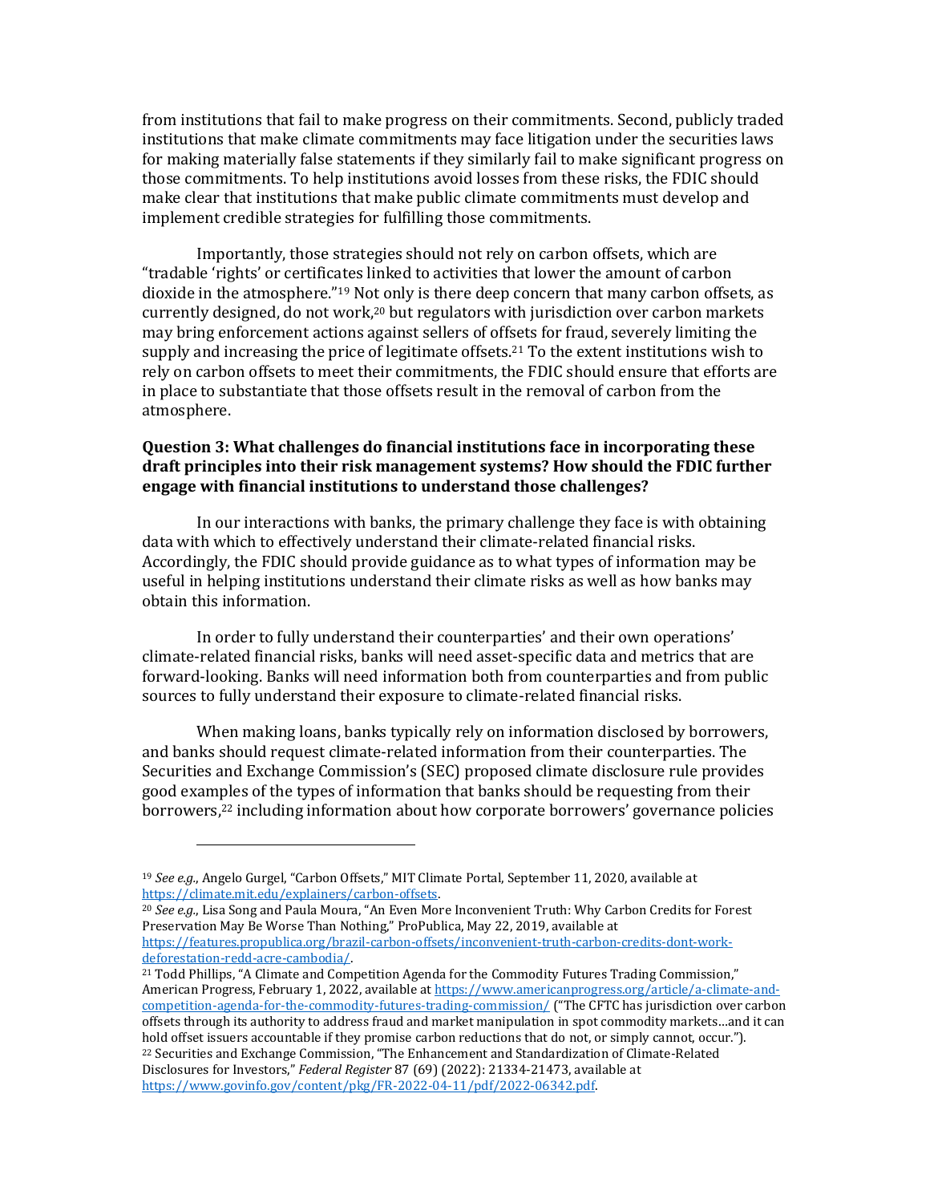from institutions that fail to make progress on their commitments. Second, publicly traded institutions that make climate commitments may face litigation under the securities laws for making materially false statements if they similarly fail to make significant progress on those commitments. To help institutions avoid losses from these risks, the FDIC should make clear that institutions that make public climate commitments must develop and implement credible strategies for fulfilling those commitments.

Importantly, those strategies should not rely on carbon offsets, which are "tradable 'rights' or certificates linked to activities that lower the amount of carbon dioxide in the atmosphere."[19] Not only is there deep concern that many carbon offsets, as currently designed, do not work,[20] but regulators with jurisdiction over carbon markets may bring enforcement actions against sellers of offsets for fraud, severely limiting the supply and increasing the price of legitimate offsets.[21] To the extent institutions wish to rely on carbon offsets to meet their commitments, the FDIC should ensure that efforts are in place to substantiate that those offsets result in the removal of carbon from the atmosphere.

**Question 3: What challenges do financial institutions face in incorporating these draft principles into their risk management systems? How should the FDIC further engage with financial institutions to understand those challenges?**

In our interactions with banks, the primary challenge they face is with obtaining data with which to effectively understand their climate-related financial risks. Accordingly, the FDIC should provide guidance as to what types of information may be useful in helping institutions understand their climate risks as well as how banks may obtain this information.

In order to fully understand their counterparties' and their own operations' climate-related financial risks, banks will need asset-specific data and metrics that are forward-looking. Banks will need information both from counterparties and from public sources to fully understand their exposure to climate-related financial risks.

When making loans, banks typically rely on information disclosed by borrowers, and banks should request climate-related information from their counterparties. The Securities and Exchange Commission's (SEC) proposed climate disclosure rule provides good examples of the types of information that banks should be requesting from their borrowers,[22] including information about how corporate borrowers' governance policies

---

[19] *See e.g.*, Angelo Gurgel, "Carbon Offsets," MIT Climate Portal, September 11, 2020, available at https://climate.mit.edu/explainers/carbon-offsets.

[20] *See e.g.*, Lisa Song and Paula Moura, "An Even More Inconvenient Truth: Why Carbon Credits for Forest Preservation May Be Worse Than Nothing," ProPublica, May 22, 2019, available at https://features.propublica.org/brazil-carbon-offsets/inconvenient-truth-carbon-credits-dont-work-deforestation-redd-acre-cambodia/.

[21] Todd Phillips, "A Climate and Competition Agenda for the Commodity Futures Trading Commission," American Progress, February 1, 2022, available at https://www.americanprogress.org/article/a-climate-and-competition-agenda-for-the-commodity-futures-trading-commission/ ("The CFTC has jurisdiction over carbon offsets through its authority to address fraud and market manipulation in spot commodity markets…and it can hold offset issuers accountable if they promise carbon reductions that do not, or simply cannot, occur.").

[22] Securities and Exchange Commission, "The Enhancement and Standardization of Climate-Related Disclosures for Investors," *Federal Register* 87 (69) (2022): 21334-21473, available at https://www.govinfo.gov/content/pkg/FR-2022-04-11/pdf/2022-06342.pdf.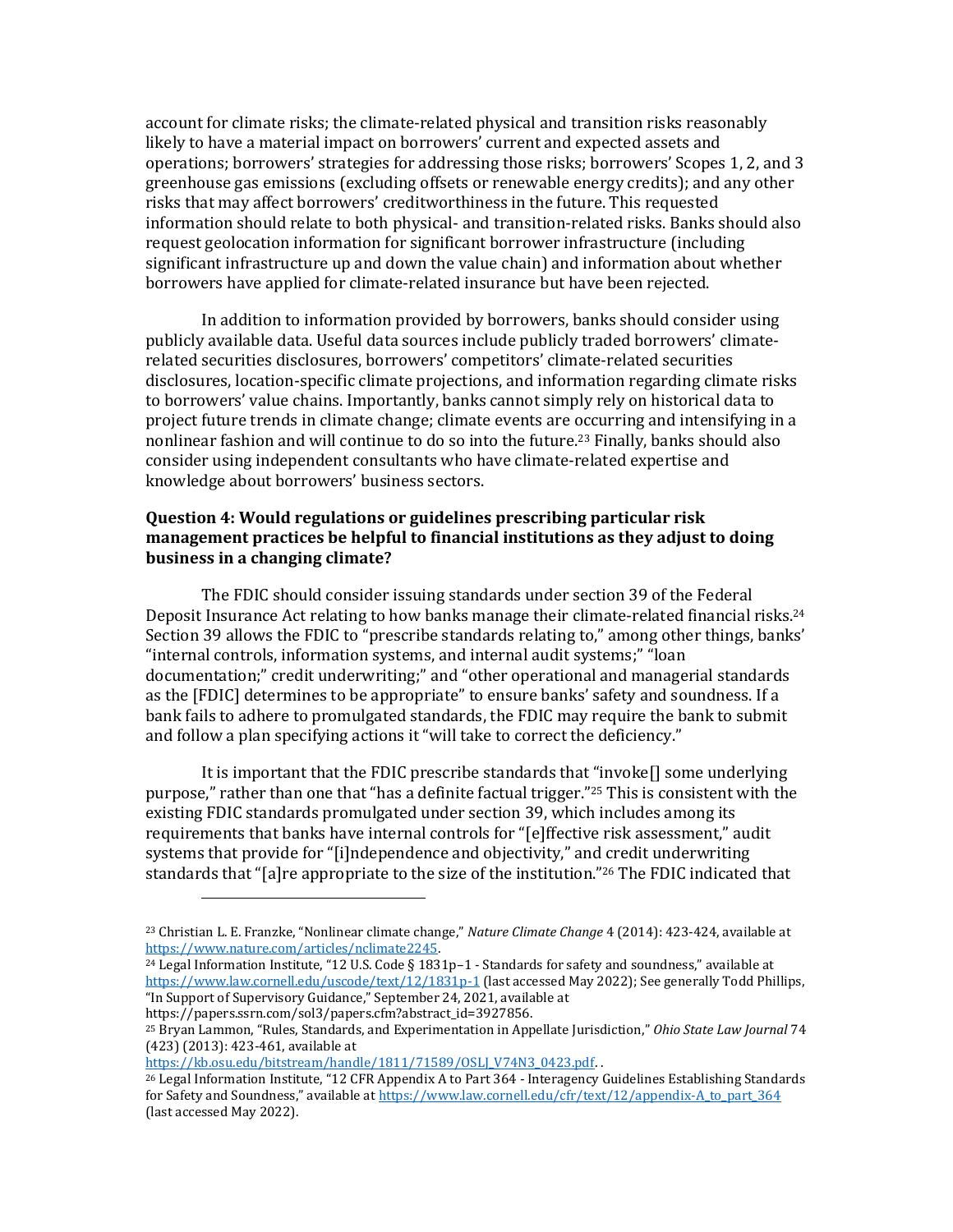account for climate risks; the climate-related physical and transition risks reasonably likely to have a material impact on borrowers' current and expected assets and operations; borrowers' strategies for addressing those risks; borrowers' Scopes 1, 2, and 3 greenhouse gas emissions (excluding offsets or renewable energy credits); and any other risks that may affect borrowers' creditworthiness in the future. This requested information should relate to both physical- and transition-related risks. Banks should also request geolocation information for significant borrower infrastructure (including significant infrastructure up and down the value chain) and information about whether borrowers have applied for climate-related insurance but have been rejected.

In addition to information provided by borrowers, banks should consider using publicly available data. Useful data sources include publicly traded borrowers' climate-related securities disclosures, borrowers' competitors' climate-related securities disclosures, location-specific climate projections, and information regarding climate risks to borrowers' value chains. Importantly, banks cannot simply rely on historical data to project future trends in climate change; climate events are occurring and intensifying in a nonlinear fashion and will continue to do so into the future.[23] Finally, banks should also consider using independent consultants who have climate-related expertise and knowledge about borrowers' business sectors.

### Question 4: Would regulations or guidelines prescribing particular risk management practices be helpful to financial institutions as they adjust to doing business in a changing climate?

The FDIC should consider issuing standards under section 39 of the Federal Deposit Insurance Act relating to how banks manage their climate-related financial risks.[24] Section 39 allows the FDIC to "prescribe standards relating to," among other things, banks' "internal controls, information systems, and internal audit systems;" "loan documentation;" credit underwriting;" and "other operational and managerial standards as the [FDIC] determines to be appropriate" to ensure banks' safety and soundness. If a bank fails to adhere to promulgated standards, the FDIC may require the bank to submit and follow a plan specifying actions it "will take to correct the deficiency."

It is important that the FDIC prescribe standards that "invoke[] some underlying purpose," rather than one that "has a definite factual trigger."[25] This is consistent with the existing FDIC standards promulgated under section 39, which includes among its requirements that banks have internal controls for "[e]ffective risk assessment," audit systems that provide for "[i]ndependence and objectivity," and credit underwriting standards that "[a]re appropriate to the size of the institution."[26] The FDIC indicated that

---

[23] Christian L. E. Franzke, "Nonlinear climate change," *Nature Climate Change* 4 (2014): 423-424, available at https://www.nature.com/articles/nclimate2245.

[24] Legal Information Institute, "12 U.S. Code § 1831p–1 - Standards for safety and soundness," available at https://www.law.cornell.edu/uscode/text/12/1831p-1 (last accessed May 2022); See generally Todd Phillips, "In Support of Supervisory Guidance," September 24, 2021, available at https://papers.ssrn.com/sol3/papers.cfm?abstract_id=3927856.

[25] Bryan Lammon, "Rules, Standards, and Experimentation in Appellate Jurisdiction," *Ohio State Law Journal* 74 (423) (2013): 423-461, available at https://kb.osu.edu/bitstream/handle/1811/71589/OSLJ_V74N3_0423.pdf. .

[26] Legal Information Institute, "12 CFR Appendix A to Part 364 - Interagency Guidelines Establishing Standards for Safety and Soundness," available at https://www.law.cornell.edu/cfr/text/12/appendix-A_to_part_364 (last accessed May 2022).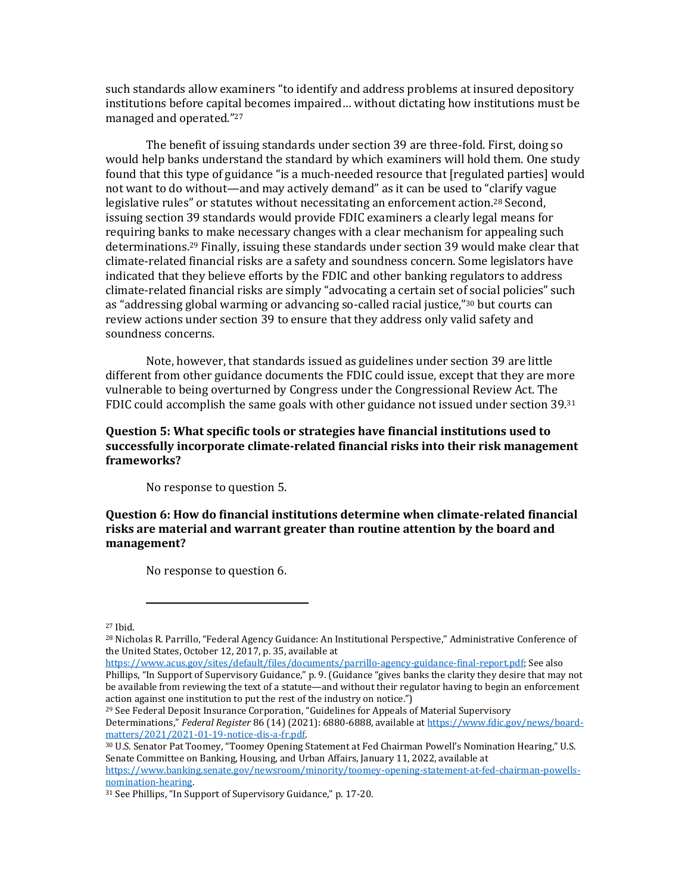such standards allow examiners "to identify and address problems at insured depository institutions before capital becomes impaired… without dictating how institutions must be managed and operated."[27]

The benefit of issuing standards under section 39 are three-fold. First, doing so would help banks understand the standard by which examiners will hold them. One study found that this type of guidance "is a much-needed resource that [regulated parties] would not want to do without—and may actively demand" as it can be used to "clarify vague legislative rules" or statutes without necessitating an enforcement action.[28] Second, issuing section 39 standards would provide FDIC examiners a clearly legal means for requiring banks to make necessary changes with a clear mechanism for appealing such determinations.[29] Finally, issuing these standards under section 39 would make clear that climate-related financial risks are a safety and soundness concern. Some legislators have indicated that they believe efforts by the FDIC and other banking regulators to address climate-related financial risks are simply "advocating a certain set of social policies" such as "addressing global warming or advancing so-called racial justice,"[30] but courts can review actions under section 39 to ensure that they address only valid safety and soundness concerns.

Note, however, that standards issued as guidelines under section 39 are little different from other guidance documents the FDIC could issue, except that they are more vulnerable to being overturned by Congress under the Congressional Review Act. The FDIC could accomplish the same goals with other guidance not issued under section 39.[31]

**Question 5: What specific tools or strategies have financial institutions used to successfully incorporate climate-related financial risks into their risk management frameworks?**

No response to question 5.

**Question 6: How do financial institutions determine when climate-related financial risks are material and warrant greater than routine attention by the board and management?**

No response to question 6.

---

[27] Ibid.

[28] Nicholas R. Parrillo, "Federal Agency Guidance: An Institutional Perspective," Administrative Conference of the United States, October 12, 2017, p. 35, available at https://www.acus.gov/sites/default/files/documents/parrillo-agency-guidance-final-report.pdf; See also Phillips, "In Support of Supervisory Guidance," p. 9. (Guidance "gives banks the clarity they desire that may not be available from reviewing the text of a statute—and without their regulator having to begin an enforcement action against one institution to put the rest of the industry on notice.")

[29] See Federal Deposit Insurance Corporation, "Guidelines for Appeals of Material Supervisory Determinations," *Federal Register* 86 (14) (2021): 6880-6888, available at https://www.fdic.gov/news/board-matters/2021/2021-01-19-notice-dis-a-fr.pdf.

[30] U.S. Senator Pat Toomey, "Toomey Opening Statement at Fed Chairman Powell's Nomination Hearing," U.S. Senate Committee on Banking, Housing, and Urban Affairs, January 11, 2022, available at https://www.banking.senate.gov/newsroom/minority/toomey-opening-statement-at-fed-chairman-powells-nomination-hearing.

[31] See Phillips, "In Support of Supervisory Guidance," p. 17-20.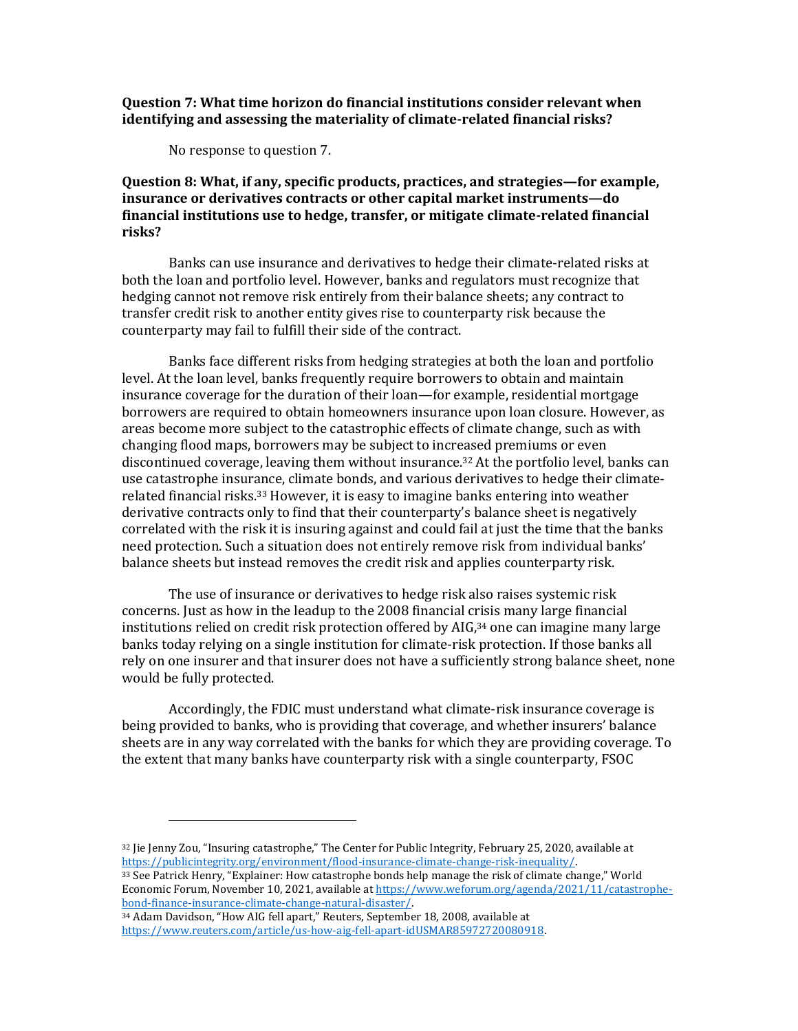**Question 7: What time horizon do financial institutions consider relevant when identifying and assessing the materiality of climate-related financial risks?**

No response to question 7.

**Question 8: What, if any, specific products, practices, and strategies—for example, insurance or derivatives contracts or other capital market instruments—do financial institutions use to hedge, transfer, or mitigate climate-related financial risks?**

Banks can use insurance and derivatives to hedge their climate-related risks at both the loan and portfolio level. However, banks and regulators must recognize that hedging cannot not remove risk entirely from their balance sheets; any contract to transfer credit risk to another entity gives rise to counterparty risk because the counterparty may fail to fulfill their side of the contract.

Banks face different risks from hedging strategies at both the loan and portfolio level. At the loan level, banks frequently require borrowers to obtain and maintain insurance coverage for the duration of their loan—for example, residential mortgage borrowers are required to obtain homeowners insurance upon loan closure. However, as areas become more subject to the catastrophic effects of climate change, such as with changing flood maps, borrowers may be subject to increased premiums or even discontinued coverage, leaving them without insurance.[32] At the portfolio level, banks can use catastrophe insurance, climate bonds, and various derivatives to hedge their climate-related financial risks.[33] However, it is easy to imagine banks entering into weather derivative contracts only to find that their counterparty's balance sheet is negatively correlated with the risk it is insuring against and could fail at just the time that the banks need protection. Such a situation does not entirely remove risk from individual banks' balance sheets but instead removes the credit risk and applies counterparty risk.

The use of insurance or derivatives to hedge risk also raises systemic risk concerns. Just as how in the leadup to the 2008 financial crisis many large financial institutions relied on credit risk protection offered by AIG,[34] one can imagine many large banks today relying on a single institution for climate-risk protection. If those banks all rely on one insurer and that insurer does not have a sufficiently strong balance sheet, none would be fully protected.

Accordingly, the FDIC must understand what climate-risk insurance coverage is being provided to banks, who is providing that coverage, and whether insurers' balance sheets are in any way correlated with the banks for which they are providing coverage. To the extent that many banks have counterparty risk with a single counterparty, FSOC

---

[32] Jie Jenny Zou, "Insuring catastrophe," The Center for Public Integrity, February 25, 2020, available at https://publicintegrity.org/environment/flood-insurance-climate-change-risk-inequality/.

[33] See Patrick Henry, "Explainer: How catastrophe bonds help manage the risk of climate change," World Economic Forum, November 10, 2021, available at https://www.weforum.org/agenda/2021/11/catastrophe-bond-finance-insurance-climate-change-natural-disaster/.

[34] Adam Davidson, "How AIG fell apart," Reuters, September 18, 2008, available at https://www.reuters.com/article/us-how-aig-fell-apart-idUSMAR85972720080918.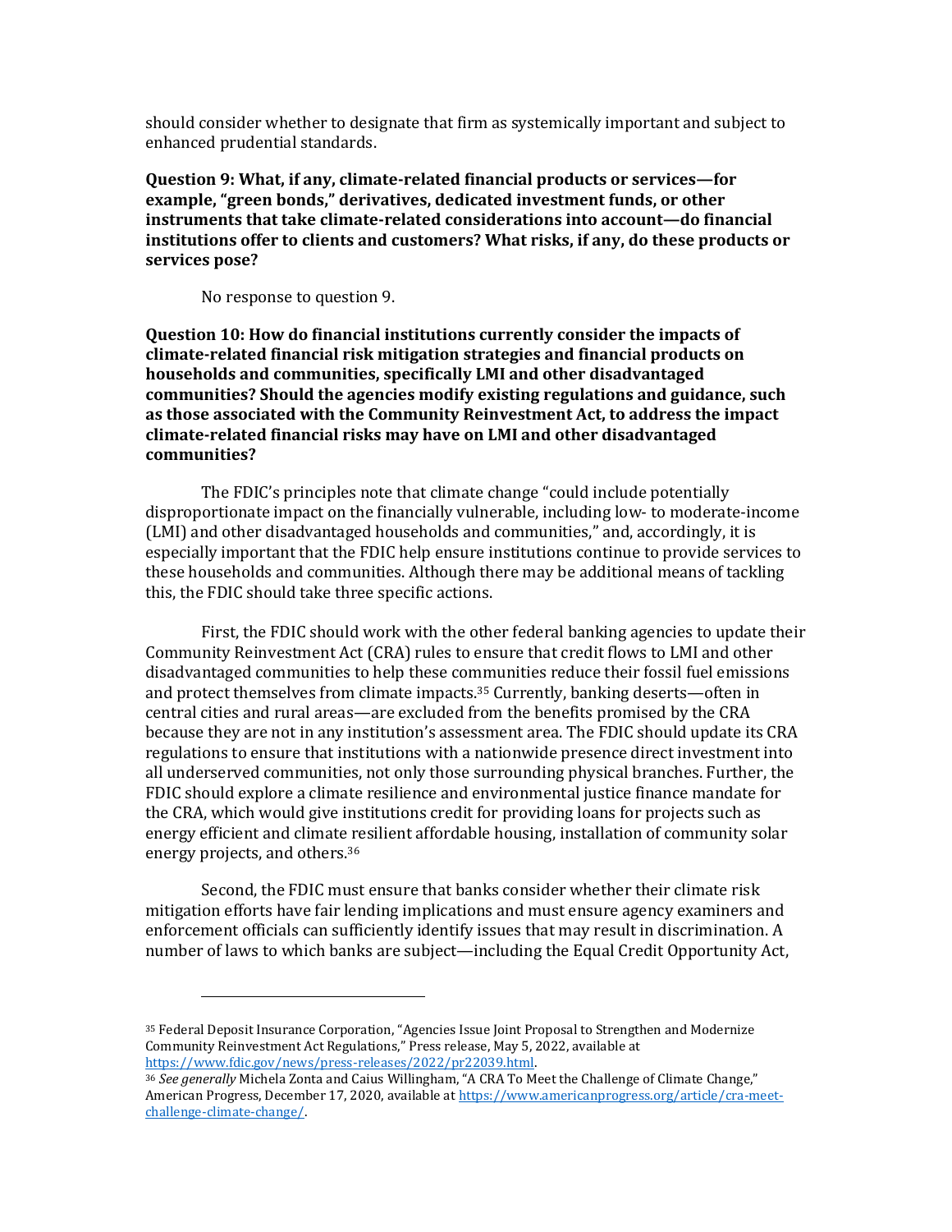should consider whether to designate that firm as systemically important and subject to enhanced prudential standards.

**Question 9: What, if any, climate-related financial products or services—for example, "green bonds," derivatives, dedicated investment funds, or other instruments that take climate-related considerations into account—do financial institutions offer to clients and customers? What risks, if any, do these products or services pose?**

No response to question 9.

**Question 10: How do financial institutions currently consider the impacts of climate-related financial risk mitigation strategies and financial products on households and communities, specifically LMI and other disadvantaged communities? Should the agencies modify existing regulations and guidance, such as those associated with the Community Reinvestment Act, to address the impact climate-related financial risks may have on LMI and other disadvantaged communities?**

The FDIC's principles note that climate change "could include potentially disproportionate impact on the financially vulnerable, including low- to moderate-income (LMI) and other disadvantaged households and communities," and, accordingly, it is especially important that the FDIC help ensure institutions continue to provide services to these households and communities. Although there may be additional means of tackling this, the FDIC should take three specific actions.

First, the FDIC should work with the other federal banking agencies to update their Community Reinvestment Act (CRA) rules to ensure that credit flows to LMI and other disadvantaged communities to help these communities reduce their fossil fuel emissions and protect themselves from climate impacts.[35] Currently, banking deserts—often in central cities and rural areas—are excluded from the benefits promised by the CRA because they are not in any institution's assessment area. The FDIC should update its CRA regulations to ensure that institutions with a nationwide presence direct investment into all underserved communities, not only those surrounding physical branches. Further, the FDIC should explore a climate resilience and environmental justice finance mandate for the CRA, which would give institutions credit for providing loans for projects such as energy efficient and climate resilient affordable housing, installation of community solar energy projects, and others.[36]

Second, the FDIC must ensure that banks consider whether their climate risk mitigation efforts have fair lending implications and must ensure agency examiners and enforcement officials can sufficiently identify issues that may result in discrimination. A number of laws to which banks are subject—including the Equal Credit Opportunity Act,

---

[35] Federal Deposit Insurance Corporation, "Agencies Issue Joint Proposal to Strengthen and Modernize Community Reinvestment Act Regulations," Press release, May 5, 2022, available at https://www.fdic.gov/news/press-releases/2022/pr22039.html.

[36] *See generally* Michela Zonta and Caius Willingham, "A CRA To Meet the Challenge of Climate Change," American Progress, December 17, 2020, available at https://www.americanprogress.org/article/cra-meet-challenge-climate-change/.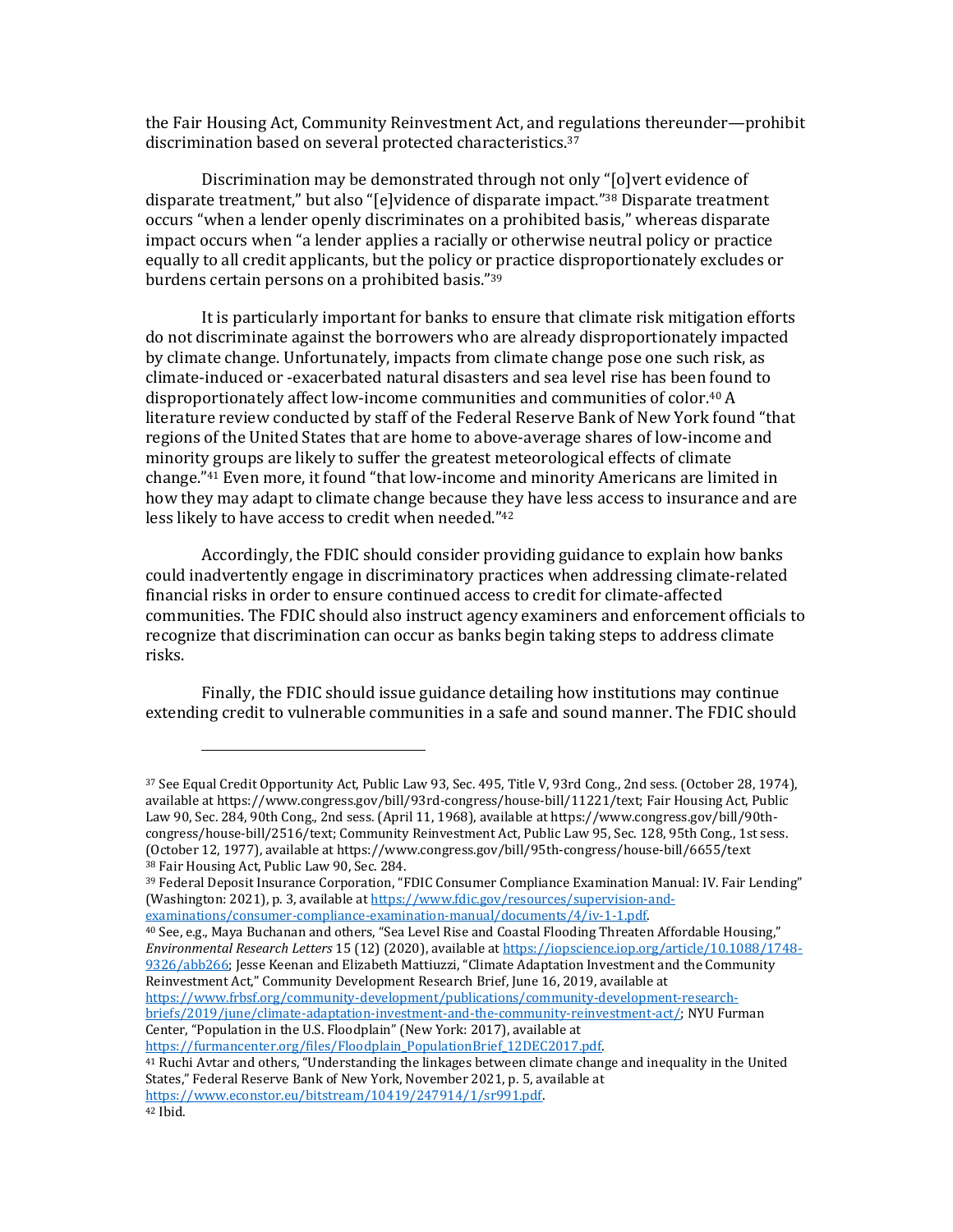the Fair Housing Act, Community Reinvestment Act, and regulations thereunder—prohibit discrimination based on several protected characteristics.[37]

Discrimination may be demonstrated through not only "[o]vert evidence of disparate treatment," but also "[e]vidence of disparate impact."[38] Disparate treatment occurs "when a lender openly discriminates on a prohibited basis," whereas disparate impact occurs when "a lender applies a racially or otherwise neutral policy or practice equally to all credit applicants, but the policy or practice disproportionately excludes or burdens certain persons on a prohibited basis."[39]

It is particularly important for banks to ensure that climate risk mitigation efforts do not discriminate against the borrowers who are already disproportionately impacted by climate change. Unfortunately, impacts from climate change pose one such risk, as climate-induced or -exacerbated natural disasters and sea level rise has been found to disproportionately affect low-income communities and communities of color.[40] A literature review conducted by staff of the Federal Reserve Bank of New York found "that regions of the United States that are home to above-average shares of low-income and minority groups are likely to suffer the greatest meteorological effects of climate change."[41] Even more, it found "that low-income and minority Americans are limited in how they may adapt to climate change because they have less access to insurance and are less likely to have access to credit when needed."[42]

Accordingly, the FDIC should consider providing guidance to explain how banks could inadvertently engage in discriminatory practices when addressing climate-related financial risks in order to ensure continued access to credit for climate-affected communities. The FDIC should also instruct agency examiners and enforcement officials to recognize that discrimination can occur as banks begin taking steps to address climate risks.

Finally, the FDIC should issue guidance detailing how institutions may continue extending credit to vulnerable communities in a safe and sound manner. The FDIC should

---

[37] See Equal Credit Opportunity Act, Public Law 93, Sec. 495, Title V, 93rd Cong., 2nd sess. (October 28, 1974), available at https://www.congress.gov/bill/93rd-congress/house-bill/11221/text; Fair Housing Act, Public Law 90, Sec. 284, 90th Cong., 2nd sess. (April 11, 1968), available at https://www.congress.gov/bill/90th-congress/house-bill/2516/text; Community Reinvestment Act, Public Law 95, Sec. 128, 95th Cong., 1st sess. (October 12, 1977), available at https://www.congress.gov/bill/95th-congress/house-bill/6655/text

[38] Fair Housing Act, Public Law 90, Sec. 284.

[39] Federal Deposit Insurance Corporation, "FDIC Consumer Compliance Examination Manual: IV. Fair Lending" (Washington: 2021), p. 3, available at https://www.fdic.gov/resources/supervision-and-examinations/consumer-compliance-examination-manual/documents/4/iv-1-1.pdf.

[40] See, e.g., Maya Buchanan and others, "Sea Level Rise and Coastal Flooding Threaten Affordable Housing," *Environmental Research Letters* 15 (12) (2020), available at https://iopscience.iop.org/article/10.1088/1748-9326/abb266; Jesse Keenan and Elizabeth Mattiuzzi, "Climate Adaptation Investment and the Community Reinvestment Act," Community Development Research Brief, June 16, 2019, available at https://www.frbsf.org/community-development/publications/community-development-research-briefs/2019/june/climate-adaptation-investment-and-the-community-reinvestment-act/; NYU Furman Center, "Population in the U.S. Floodplain" (New York: 2017), available at https://furmancenter.org/files/Floodplain_PopulationBrief_12DEC2017.pdf.

[41] Ruchi Avtar and others, "Understanding the linkages between climate change and inequality in the United States," Federal Reserve Bank of New York, November 2021, p. 5, available at https://www.econstor.eu/bitstream/10419/247914/1/sr991.pdf.

[42] Ibid.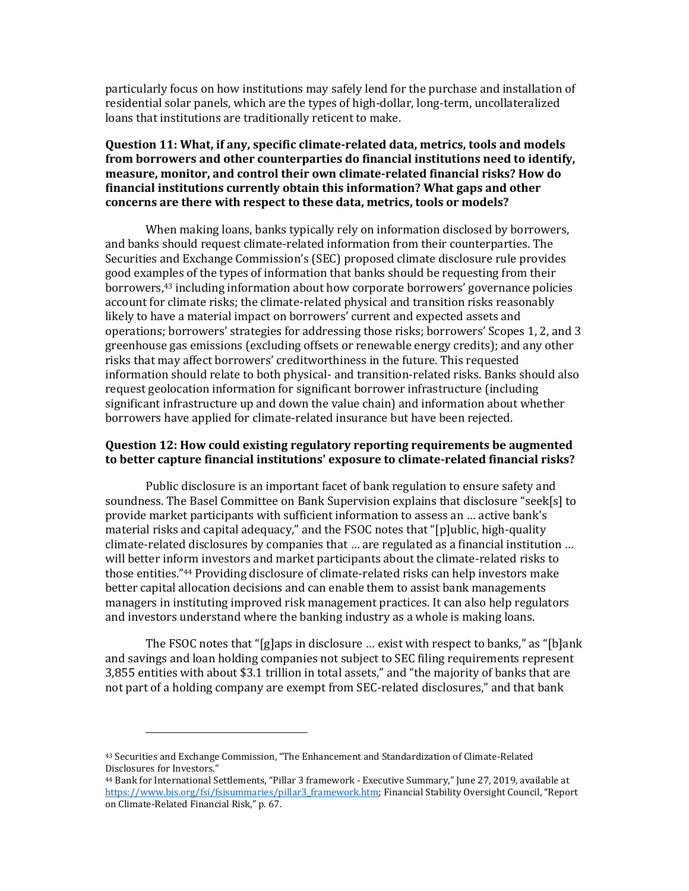particularly focus on how institutions may safely lend for the purchase and installation of residential solar panels, which are the types of high-dollar, long-term, uncollateralized loans that institutions are traditionally reticent to make.

**Question 11: What, if any, specific climate-related data, metrics, tools and models from borrowers and other counterparties do financial institutions need to identify, measure, monitor, and control their own climate-related financial risks? How do financial institutions currently obtain this information? What gaps and other concerns are there with respect to these data, metrics, tools or models?**

When making loans, banks typically rely on information disclosed by borrowers, and banks should request climate-related information from their counterparties. The Securities and Exchange Commission's (SEC) proposed climate disclosure rule provides good examples of the types of information that banks should be requesting from their borrowers,[43] including information about how corporate borrowers' governance policies account for climate risks; the climate-related physical and transition risks reasonably likely to have a material impact on borrowers' current and expected assets and operations; borrowers' strategies for addressing those risks; borrowers' Scopes 1, 2, and 3 greenhouse gas emissions (excluding offsets or renewable energy credits); and any other risks that may affect borrowers' creditworthiness in the future. This requested information should relate to both physical- and transition-related risks. Banks should also request geolocation information for significant borrower infrastructure (including significant infrastructure up and down the value chain) and information about whether borrowers have applied for climate-related insurance but have been rejected.

**Question 12: How could existing regulatory reporting requirements be augmented to better capture financial institutions' exposure to climate-related financial risks?**

Public disclosure is an important facet of bank regulation to ensure safety and soundness. The Basel Committee on Bank Supervision explains that disclosure "seek[s] to provide market participants with sufficient information to assess an … active bank's material risks and capital adequacy," and the FSOC notes that "[p]ublic, high-quality climate-related disclosures by companies that … are regulated as a financial institution … will better inform investors and market participants about the climate-related risks to those entities."[44] Providing disclosure of climate-related risks can help investors make better capital allocation decisions and can enable them to assist bank managements managers in instituting improved risk management practices. It can also help regulators and investors understand where the banking industry as a whole is making loans.

The FSOC notes that "[g]aps in disclosure … exist with respect to banks," as "[b]ank and savings and loan holding companies not subject to SEC filing requirements represent 3,855 entities with about $3.1 trillion in total assets," and "the majority of banks that are not part of a holding company are exempt from SEC-related disclosures," and that bank

---

[43] Securities and Exchange Commission, "The Enhancement and Standardization of Climate-Related Disclosures for Investors."

[44] Bank for International Settlements, "Pillar 3 framework - Executive Summary," June 27, 2019, available at https://www.bis.org/fsi/fsisummaries/pillar3_framework.htm; Financial Stability Oversight Council, "Report on Climate-Related Financial Risk," p. 67.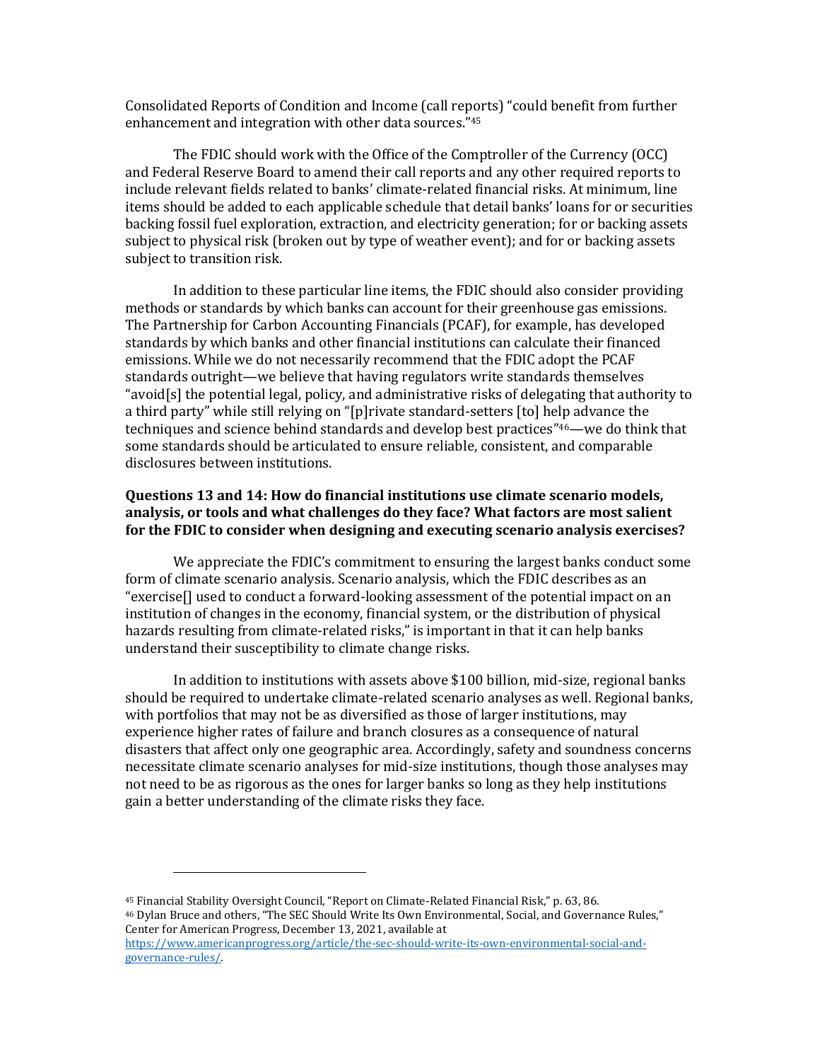Consolidated Reports of Condition and Income (call reports) "could benefit from further enhancement and integration with other data sources."[45]

The FDIC should work with the Office of the Comptroller of the Currency (OCC) and Federal Reserve Board to amend their call reports and any other required reports to include relevant fields related to banks' climate-related financial risks. At minimum, line items should be added to each applicable schedule that detail banks' loans for or securities backing fossil fuel exploration, extraction, and electricity generation; for or backing assets subject to physical risk (broken out by type of weather event); and for or backing assets subject to transition risk.

In addition to these particular line items, the FDIC should also consider providing methods or standards by which banks can account for their greenhouse gas emissions. The Partnership for Carbon Accounting Financials (PCAF), for example, has developed standards by which banks and other financial institutions can calculate their financed emissions. While we do not necessarily recommend that the FDIC adopt the PCAF standards outright—we believe that having regulators write standards themselves "avoid[s] the potential legal, policy, and administrative risks of delegating that authority to a third party" while still relying on "[p]rivate standard-setters [to] help advance the techniques and science behind standards and develop best practices"[46]—we do think that some standards should be articulated to ensure reliable, consistent, and comparable disclosures between institutions.

**Questions 13 and 14: How do financial institutions use climate scenario models, analysis, or tools and what challenges do they face? What factors are most salient for the FDIC to consider when designing and executing scenario analysis exercises?**

We appreciate the FDIC's commitment to ensuring the largest banks conduct some form of climate scenario analysis. Scenario analysis, which the FDIC describes as an "exercise[] used to conduct a forward-looking assessment of the potential impact on an institution of changes in the economy, financial system, or the distribution of physical hazards resulting from climate-related risks," is important in that it can help banks understand their susceptibility to climate change risks.

In addition to institutions with assets above $100 billion, mid-size, regional banks should be required to undertake climate-related scenario analyses as well. Regional banks, with portfolios that may not be as diversified as those of larger institutions, may experience higher rates of failure and branch closures as a consequence of natural disasters that affect only one geographic area. Accordingly, safety and soundness concerns necessitate climate scenario analyses for mid-size institutions, though those analyses may not need to be as rigorous as the ones for larger banks so long as they help institutions gain a better understanding of the climate risks they face.

---

[45] Financial Stability Oversight Council, "Report on Climate-Related Financial Risk," p. 63, 86.

[46] Dylan Bruce and others, "The SEC Should Write Its Own Environmental, Social, and Governance Rules," Center for American Progress, December 13, 2021, available at https://www.americanprogress.org/article/the-sec-should-write-its-own-environmental-social-and-governance-rules/.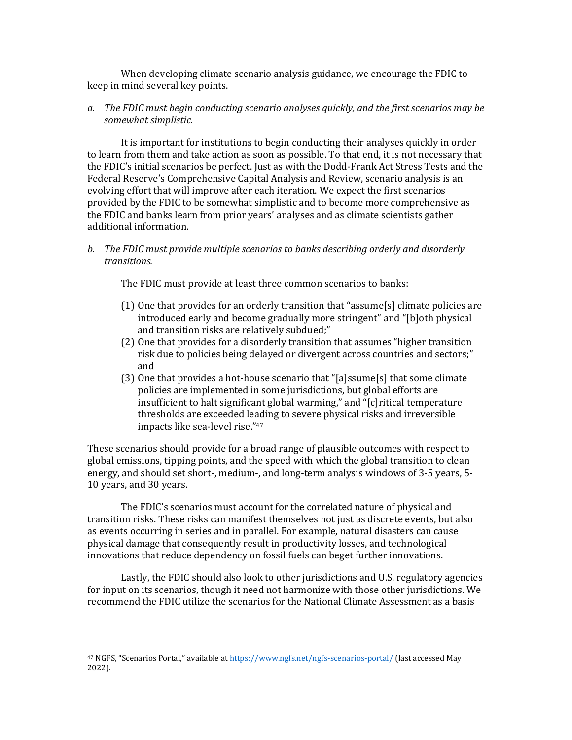When developing climate scenario analysis guidance, we encourage the FDIC to keep in mind several key points.

*a. The FDIC must begin conducting scenario analyses quickly, and the first scenarios may be somewhat simplistic.*

It is important for institutions to begin conducting their analyses quickly in order to learn from them and take action as soon as possible. To that end, it is not necessary that the FDIC's initial scenarios be perfect. Just as with the Dodd-Frank Act Stress Tests and the Federal Reserve's Comprehensive Capital Analysis and Review, scenario analysis is an evolving effort that will improve after each iteration. We expect the first scenarios provided by the FDIC to be somewhat simplistic and to become more comprehensive as the FDIC and banks learn from prior years' analyses and as climate scientists gather additional information.

*b. The FDIC must provide multiple scenarios to banks describing orderly and disorderly transitions.*

The FDIC must provide at least three common scenarios to banks:

(1) One that provides for an orderly transition that "assume[s] climate policies are introduced early and become gradually more stringent" and "[b]oth physical and transition risks are relatively subdued;"
(2) One that provides for a disorderly transition that assumes "higher transition risk due to policies being delayed or divergent across countries and sectors;" and
(3) One that provides a hot-house scenario that "[a]ssume[s] that some climate policies are implemented in some jurisdictions, but global efforts are insufficient to halt significant global warming," and "[c]ritical temperature thresholds are exceeded leading to severe physical risks and irreversible impacts like sea-level rise."[47]

These scenarios should provide for a broad range of plausible outcomes with respect to global emissions, tipping points, and the speed with which the global transition to clean energy, and should set short-, medium-, and long-term analysis windows of 3-5 years, 5-10 years, and 30 years.

The FDIC's scenarios must account for the correlated nature of physical and transition risks. These risks can manifest themselves not just as discrete events, but also as events occurring in series and in parallel. For example, natural disasters can cause physical damage that consequently result in productivity losses, and technological innovations that reduce dependency on fossil fuels can beget further innovations.

Lastly, the FDIC should also look to other jurisdictions and U.S. regulatory agencies for input on its scenarios, though it need not harmonize with those other jurisdictions. We recommend the FDIC utilize the scenarios for the National Climate Assessment as a basis

[47] NGFS, "Scenarios Portal," available at https://www.ngfs.net/ngfs-scenarios-portal/ (last accessed May 2022).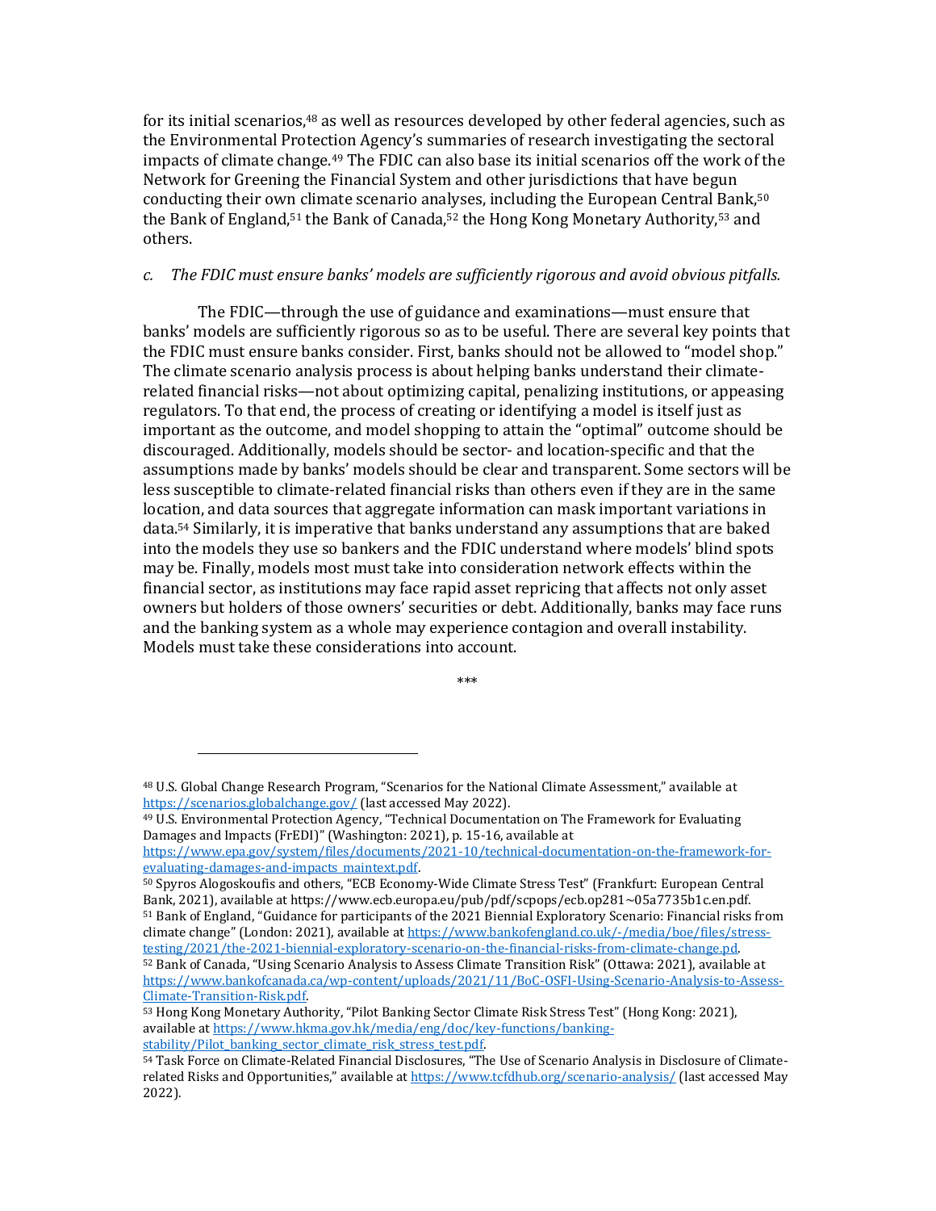for its initial scenarios,[48] as well as resources developed by other federal agencies, such as the Environmental Protection Agency's summaries of research investigating the sectoral impacts of climate change.[49] The FDIC can also base its initial scenarios off the work of the Network for Greening the Financial System and other jurisdictions that have begun conducting their own climate scenario analyses, including the European Central Bank,[50] the Bank of England,[51] the Bank of Canada,[52] the Hong Kong Monetary Authority,[53] and others.

*c. The FDIC must ensure banks' models are sufficiently rigorous and avoid obvious pitfalls.*

The FDIC—through the use of guidance and examinations—must ensure that banks' models are sufficiently rigorous so as to be useful. There are several key points that the FDIC must ensure banks consider. First, banks should not be allowed to "model shop." The climate scenario analysis process is about helping banks understand their climate-related financial risks—not about optimizing capital, penalizing institutions, or appeasing regulators. To that end, the process of creating or identifying a model is itself just as important as the outcome, and model shopping to attain the "optimal" outcome should be discouraged. Additionally, models should be sector- and location-specific and that the assumptions made by banks' models should be clear and transparent. Some sectors will be less susceptible to climate-related financial risks than others even if they are in the same location, and data sources that aggregate information can mask important variations in data.[54] Similarly, it is imperative that banks understand any assumptions that are baked into the models they use so bankers and the FDIC understand where models' blind spots may be. Finally, models most must take into consideration network effects within the financial sector, as institutions may face rapid asset repricing that affects not only asset owners but holders of those owners' securities or debt. Additionally, banks may face runs and the banking system as a whole may experience contagion and overall instability. Models must take these considerations into account.

\*\*\*

---

[48] U.S. Global Change Research Program, "Scenarios for the National Climate Assessment," available at https://scenarios.globalchange.gov/ (last accessed May 2022).

[49] U.S. Environmental Protection Agency, "Technical Documentation on The Framework for Evaluating Damages and Impacts (FrEDI)" (Washington: 2021), p. 15-16, available at https://www.epa.gov/system/files/documents/2021-10/technical-documentation-on-the-framework-for-evaluating-damages-and-impacts_maintext.pdf.

[50] Spyros Alogoskoufis and others, "ECB Economy-Wide Climate Stress Test" (Frankfurt: European Central Bank, 2021), available at https://www.ecb.europa.eu/pub/pdf/scpops/ecb.op281~05a7735b1c.en.pdf.

[51] Bank of England, "Guidance for participants of the 2021 Biennial Exploratory Scenario: Financial risks from climate change" (London: 2021), available at https://www.bankofengland.co.uk/-/media/boe/files/stress-testing/2021/the-2021-biennial-exploratory-scenario-on-the-financial-risks-from-climate-change.pd.

[52] Bank of Canada, "Using Scenario Analysis to Assess Climate Transition Risk" (Ottawa: 2021), available at https://www.bankofcanada.ca/wp-content/uploads/2021/11/BoC-OSFI-Using-Scenario-Analysis-to-Assess-Climate-Transition-Risk.pdf.

[53] Hong Kong Monetary Authority, "Pilot Banking Sector Climate Risk Stress Test" (Hong Kong: 2021), available at https://www.hkma.gov.hk/media/eng/doc/key-functions/banking-stability/Pilot_banking_sector_climate_risk_stress_test.pdf.

[54] Task Force on Climate-Related Financial Disclosures, "The Use of Scenario Analysis in Disclosure of Climate-related Risks and Opportunities," available at https://www.tcfdhub.org/scenario-analysis/ (last accessed May 2022).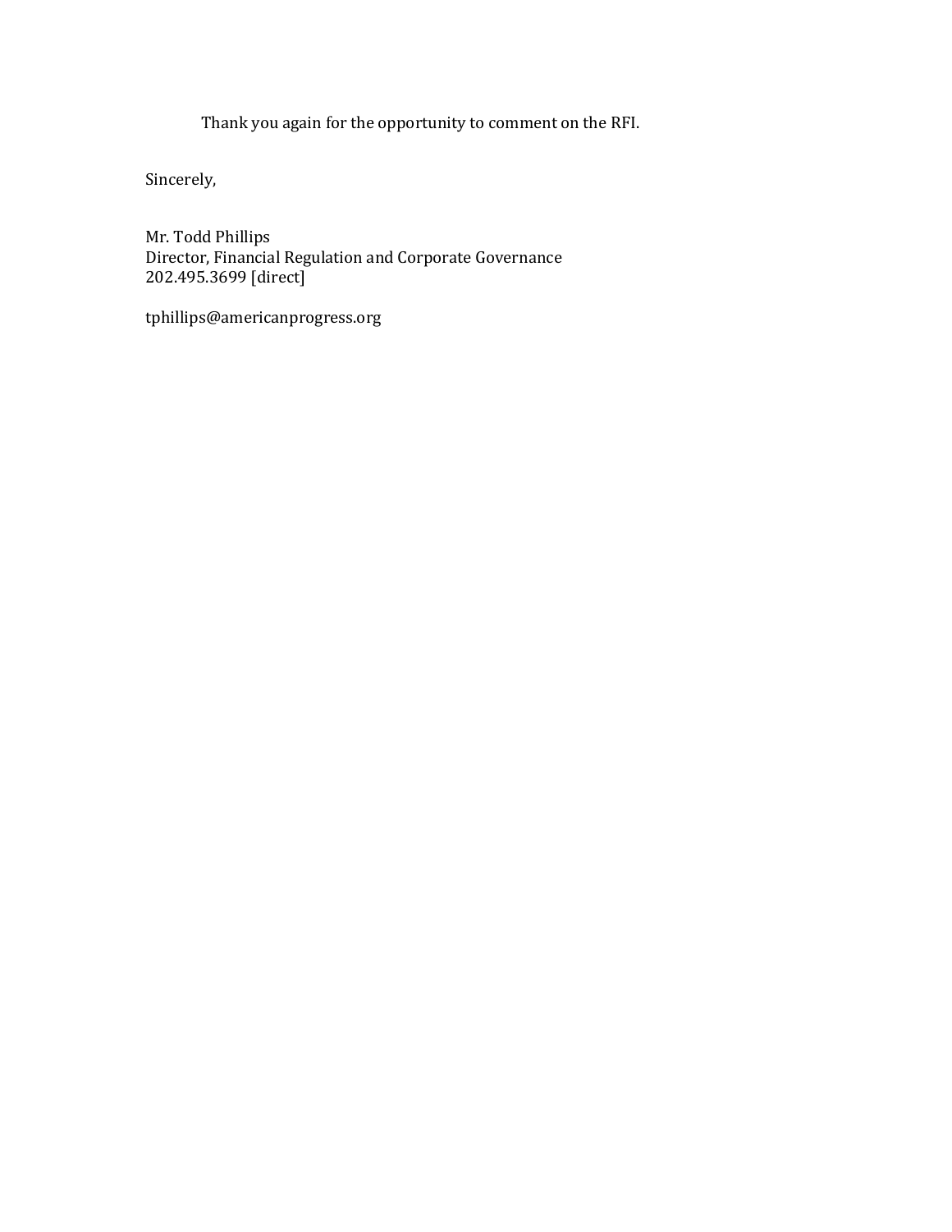Thank you again for the opportunity to comment on the RFI.

Sincerely,

Mr. Todd Phillips
Director, Financial Regulation and Corporate Governance
202.495.3699 [direct]

tphillips@americanprogress.org